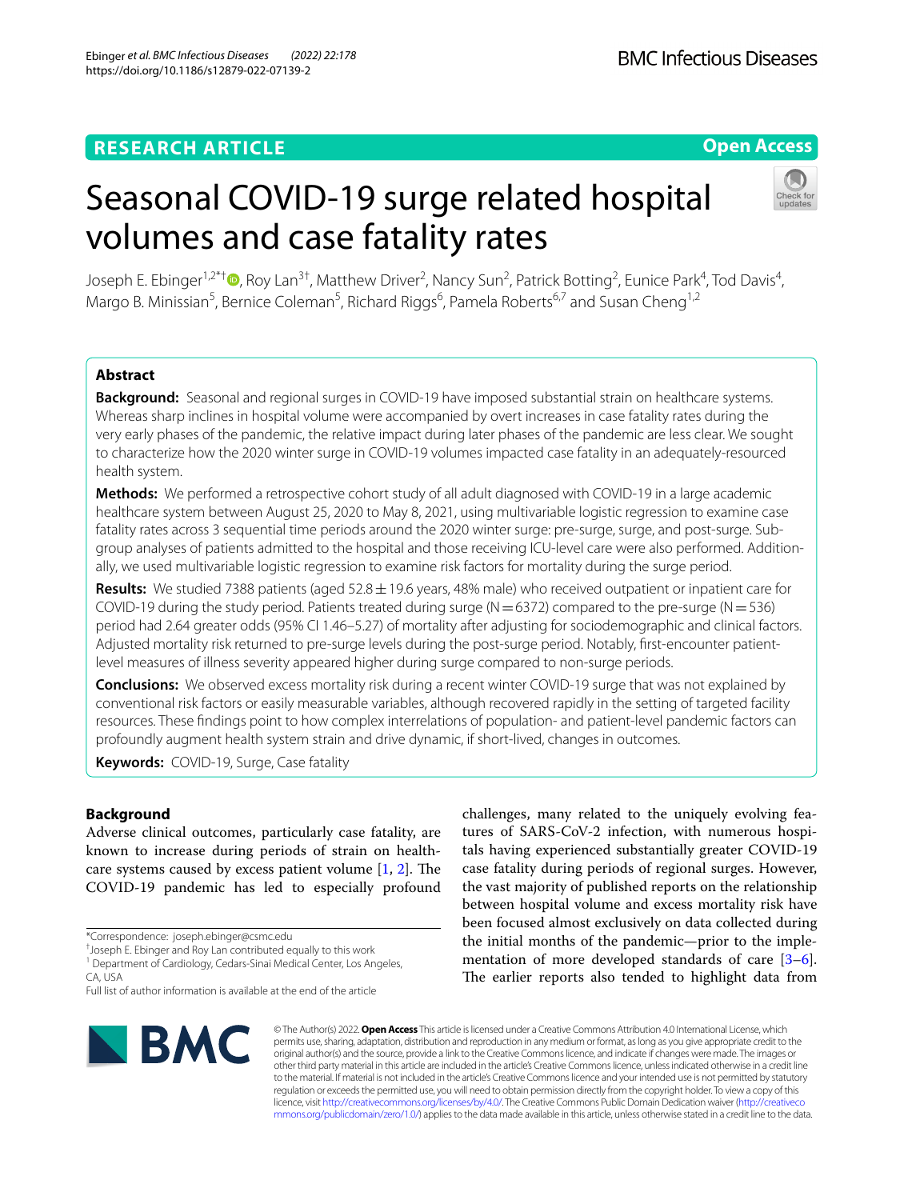RESEARCH ARTICLE

Open Access

# Seasonal COVID-19 surge related hospital volumes and case fatality rates

Joseph E. Ebinger[1,2*†], Roy Lan[3†], Matthew Driver[2], Nancy Sun[2], Patrick Botting[2], Eunice Park[4], Tod Davis[4], Margo B. Minissian[5], Bernice Coleman[5], Richard Riggs[6], Pamela Roberts[6,7] and Susan Cheng[1,2]

## Abstract

**Background:** Seasonal and regional surges in COVID-19 have imposed substantial strain on healthcare systems. Whereas sharp inclines in hospital volume were accompanied by overt increases in case fatality rates during the very early phases of the pandemic, the relative impact during later phases of the pandemic are less clear. We sought to characterize how the 2020 winter surge in COVID-19 volumes impacted case fatality in an adequately-resourced health system.

**Methods:** We performed a retrospective cohort study of all adult diagnosed with COVID-19 in a large academic healthcare system between August 25, 2020 to May 8, 2021, using multivariable logistic regression to examine case fatality rates across 3 sequential time periods around the 2020 winter surge: pre-surge, surge, and post-surge. Subgroup analyses of patients admitted to the hospital and those receiving ICU-level care were also performed. Additionally, we used multivariable logistic regression to examine risk factors for mortality during the surge period.

**Results:** We studied 7388 patients (aged 52.8 ± 19.6 years, 48% male) who received outpatient or inpatient care for COVID-19 during the study period. Patients treated during surge (N = 6372) compared to the pre-surge (N = 536) period had 2.64 greater odds (95% CI 1.46–5.27) of mortality after adjusting for sociodemographic and clinical factors. Adjusted mortality risk returned to pre-surge levels during the post-surge period. Notably, first-encounter patient-level measures of illness severity appeared higher during surge compared to non-surge periods.

**Conclusions:** We observed excess mortality risk during a recent winter COVID-19 surge that was not explained by conventional risk factors or easily measurable variables, although recovered rapidly in the setting of targeted facility resources. These findings point to how complex interrelations of population- and patient-level pandemic factors can profoundly augment health system strain and drive dynamic, if short-lived, changes in outcomes.

**Keywords:** COVID-19, Surge, Case fatality

## Background

Adverse clinical outcomes, particularly case fatality, are known to increase during periods of strain on healthcare systems caused by excess patient volume [1, 2]. The COVID-19 pandemic has led to especially profound challenges, many related to the uniquely evolving features of SARS-CoV-2 infection, with numerous hospitals having experienced substantially greater COVID-19 case fatality during periods of regional surges. However, the vast majority of published reports on the relationship between hospital volume and excess mortality risk have been focused almost exclusively on data collected during the initial months of the pandemic—prior to the implementation of more developed standards of care [3–6]. The earlier reports also tended to highlight data from

*Correspondence: joseph.ebinger@csmc.edu
†Joseph E. Ebinger and Roy Lan contributed equally to this work
[1] Department of Cardiology, Cedars-Sinai Medical Center, Los Angeles, CA, USA
Full list of author information is available at the end of the article

© The Author(s) 2022. **Open Access** This article is licensed under a Creative Commons Attribution 4.0 International License, which permits use, sharing, adaptation, distribution and reproduction in any medium or format, as long as you give appropriate credit to the original author(s) and the source, provide a link to the Creative Commons licence, and indicate if changes were made. The images or other third party material in this article are included in the article's Creative Commons licence, unless indicated otherwise in a credit line to the material. If material is not included in the article's Creative Commons licence and your intended use is not permitted by statutory regulation or exceeds the permitted use, you will need to obtain permission directly from the copyright holder. To view a copy of this licence, visit http://creativecommons.org/licenses/by/4.0/. The Creative Commons Public Domain Dedication waiver (http://creativecommons.org/publicdomain/zero/1.0/) applies to the data made available in this article, unless otherwise stated in a credit line to the data.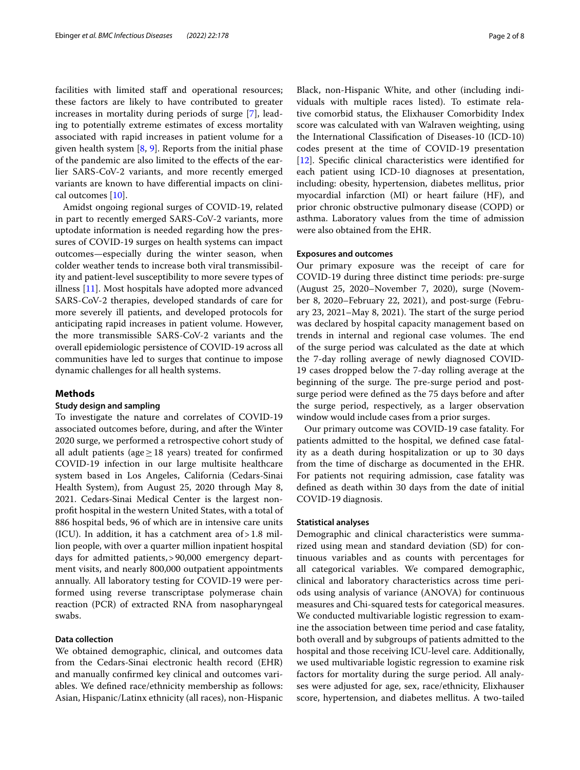facilities with limited staff and operational resources; these factors are likely to have contributed to greater increases in mortality during periods of surge [7], leading to potentially extreme estimates of excess mortality associated with rapid increases in patient volume for a given health system [8, 9]. Reports from the initial phase of the pandemic are also limited to the effects of the earlier SARS-CoV-2 variants, and more recently emerged variants are known to have differential impacts on clinical outcomes [10].

Amidst ongoing regional surges of COVID-19, related in part to recently emerged SARS-CoV-2 variants, more uptodate information is needed regarding how the pressures of COVID-19 surges on health systems can impact outcomes—especially during the winter season, when colder weather tends to increase both viral transmissibility and patient-level susceptibility to more severe types of illness [11]. Most hospitals have adopted more advanced SARS-CoV-2 therapies, developed standards of care for more severely ill patients, and developed protocols for anticipating rapid increases in patient volume. However, the more transmissible SARS-CoV-2 variants and the overall epidemiologic persistence of COVID-19 across all communities have led to surges that continue to impose dynamic challenges for all health systems.

## Methods

### Study design and sampling

To investigate the nature and correlates of COVID-19 associated outcomes before, during, and after the Winter 2020 surge, we performed a retrospective cohort study of all adult patients (age ≥ 18 years) treated for confirmed COVID-19 infection in our large multisite healthcare system based in Los Angeles, California (Cedars-Sinai Health System), from August 25, 2020 through May 8, 2021. Cedars-Sinai Medical Center is the largest nonprofit hospital in the western United States, with a total of 886 hospital beds, 96 of which are in intensive care units (ICU). In addition, it has a catchment area of > 1.8 million people, with over a quarter million inpatient hospital days for admitted patients, > 90,000 emergency department visits, and nearly 800,000 outpatient appointments annually. All laboratory testing for COVID-19 were performed using reverse transcriptase polymerase chain reaction (PCR) of extracted RNA from nasopharyngeal swabs.

### Data collection

We obtained demographic, clinical, and outcomes data from the Cedars-Sinai electronic health record (EHR) and manually confirmed key clinical and outcomes variables. We defined race/ethnicity membership as follows: Asian, Hispanic/Latinx ethnicity (all races), non-Hispanic Black, non-Hispanic White, and other (including individuals with multiple races listed). To estimate relative comorbid status, the Elixhauser Comorbidity Index score was calculated with van Walraven weighting, using the International Classification of Diseases-10 (ICD-10) codes present at the time of COVID-19 presentation [12]. Specific clinical characteristics were identified for each patient using ICD-10 diagnoses at presentation, including: obesity, hypertension, diabetes mellitus, prior myocardial infarction (MI) or heart failure (HF), and prior chronic obstructive pulmonary disease (COPD) or asthma. Laboratory values from the time of admission were also obtained from the EHR.

### Exposures and outcomes

Our primary exposure was the receipt of care for COVID-19 during three distinct time periods: pre-surge (August 25, 2020–November 7, 2020), surge (November 8, 2020–February 22, 2021), and post-surge (February 23, 2021–May 8, 2021). The start of the surge period was declared by hospital capacity management based on trends in internal and regional case volumes. The end of the surge period was calculated as the date at which the 7-day rolling average of newly diagnosed COVID-19 cases dropped below the 7-day rolling average at the beginning of the surge. The pre-surge period and post-surge period were defined as the 75 days before and after the surge period, respectively, as a larger observation window would include cases from a prior surges.

Our primary outcome was COVID-19 case fatality. For patients admitted to the hospital, we defined case fatality as a death during hospitalization or up to 30 days from the time of discharge as documented in the EHR. For patients not requiring admission, case fatality was defined as death within 30 days from the date of initial COVID-19 diagnosis.

### Statistical analyses

Demographic and clinical characteristics were summarized using mean and standard deviation (SD) for continuous variables and as counts with percentages for all categorical variables. We compared demographic, clinical and laboratory characteristics across time periods using analysis of variance (ANOVA) for continuous measures and Chi-squared tests for categorical measures. We conducted multivariable logistic regression to examine the association between time period and case fatality, both overall and by subgroups of patients admitted to the hospital and those receiving ICU-level care. Additionally, we used multivariable logistic regression to examine risk factors for mortality during the surge period. All analyses were adjusted for age, sex, race/ethnicity, Elixhauser score, hypertension, and diabetes mellitus. A two-tailed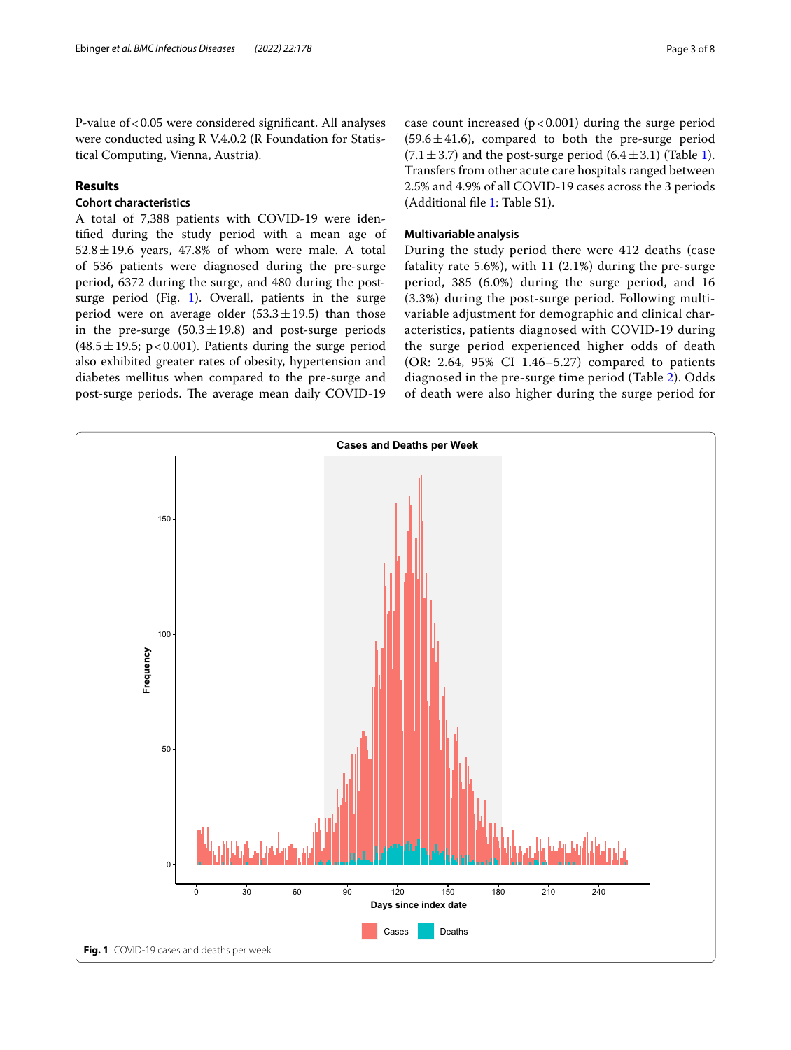P-value of < 0.05 were considered significant. All analyses were conducted using R V.4.0.2 (R Foundation for Statistical Computing, Vienna, Austria).

## Results

### Cohort characteristics

A total of 7,388 patients with COVID-19 were identified during the study period with a mean age of 52.8 ± 19.6 years, 47.8% of whom were male. A total of 536 patients were diagnosed during the pre-surge period, 6372 during the surge, and 480 during the post-surge period (Fig. 1). Overall, patients in the surge period were on average older (53.3 ± 19.5) than those in the pre-surge (50.3 ± 19.8) and post-surge periods (48.5 ± 19.5; p < 0.001). Patients during the surge period also exhibited greater rates of obesity, hypertension and diabetes mellitus when compared to the pre-surge and post-surge periods. The average mean daily COVID-19 case count increased (p < 0.001) during the surge period (59.6 ± 41.6), compared to both the pre-surge period (7.1 ± 3.7) and the post-surge period (6.4 ± 3.1) (Table 1). Transfers from other acute care hospitals ranged between 2.5% and 4.9% of all COVID-19 cases across the 3 periods (Additional file 1: Table S1).

### Multivariable analysis

During the study period there were 412 deaths (case fatality rate 5.6%), with 11 (2.1%) during the pre-surge period, 385 (6.0%) during the surge period, and 16 (3.3%) during the post-surge period. Following multivariable adjustment for demographic and clinical characteristics, patients diagnosed with COVID-19 during the surge period experienced higher odds of death (OR: 2.64, 95% CI 1.46–5.27) compared to patients diagnosed in the pre-surge time period (Table 2). Odds of death were also higher during the surge period for

**Fig. 1** COVID-19 cases and deaths per week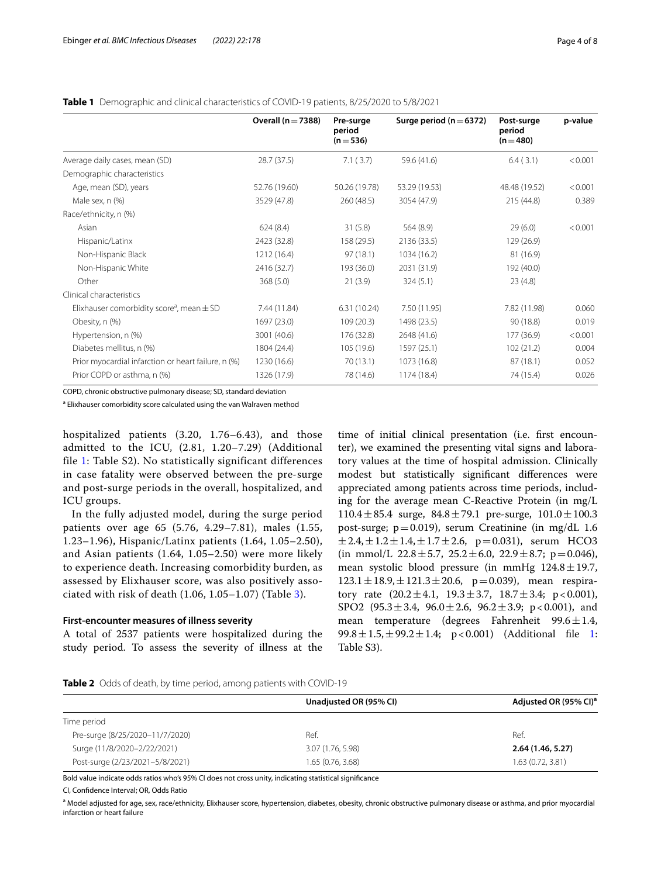**Table 1** Demographic and clinical characteristics of COVID-19 patients, 8/25/2020 to 5/8/2021

| | Overall (n = 7388) | Pre-surge period (n = 536) | Surge period (n = 6372) | Post-surge period (n = 480) | p-value |
|---|---|---|---|---|---|
| Average daily cases, mean (SD) | 28.7 (37.5) | 7.1 ( 3.7) | 59.6 (41.6) | 6.4 ( 3.1) | < 0.001 |
| Demographic characteristics | | | | | |
| Age, mean (SD), years | 52.76 (19.60) | 50.26 (19.78) | 53.29 (19.53) | 48.48 (19.52) | < 0.001 |
| Male sex, n (%) | 3529 (47.8) | 260 (48.5) | 3054 (47.9) | 215 (44.8) | 0.389 |
| Race/ethnicity, n (%) | | | | | |
| Asian | 624 (8.4) | 31 (5.8) | 564 (8.9) | 29 (6.0) | < 0.001 |
| Hispanic/Latinx | 2423 (32.8) | 158 (29.5) | 2136 (33.5) | 129 (26.9) | |
| Non-Hispanic Black | 1212 (16.4) | 97 (18.1) | 1034 (16.2) | 81 (16.9) | |
| Non-Hispanic White | 2416 (32.7) | 193 (36.0) | 2031 (31.9) | 192 (40.0) | |
| Other | 368 (5.0) | 21 (3.9) | 324 (5.1) | 23 (4.8) | |
| Clinical characteristics | | | | | |
| Elixhauser comorbidity score[a], mean ± SD | 7.44 (11.84) | 6.31 (10.24) | 7.50 (11.95) | 7.82 (11.98) | 0.060 |
| Obesity, n (%) | 1697 (23.0) | 109 (20.3) | 1498 (23.5) | 90 (18.8) | 0.019 |
| Hypertension, n (%) | 3001 (40.6) | 176 (32.8) | 2648 (41.6) | 177 (36.9) | < 0.001 |
| Diabetes mellitus, n (%) | 1804 (24.4) | 105 (19.6) | 1597 (25.1) | 102 (21.2) | 0.004 |
| Prior myocardial infarction or heart failure, n (%) | 1230 (16.6) | 70 (13.1) | 1073 (16.8) | 87 (18.1) | 0.052 |
| Prior COPD or asthma, n (%) | 1326 (17.9) | 78 (14.6) | 1174 (18.4) | 74 (15.4) | 0.026 |

COPD, chronic obstructive pulmonary disease; SD, standard deviation

[a] Elixhauser comorbidity score calculated using the van Walraven method

hospitalized patients (3.20, 1.76–6.43), and those admitted to the ICU, (2.81, 1.20–7.29) (Additional file 1: Table S2). No statistically significant differences in case fatality were observed between the pre-surge and post-surge periods in the overall, hospitalized, and ICU groups.

In the fully adjusted model, during the surge period patients over age 65 (5.76, 4.29–7.81), males (1.55, 1.23–1.96), Hispanic/Latinx patients (1.64, 1.05–2.50), and Asian patients (1.64, 1.05–2.50) were more likely to experience death. Increasing comorbidity burden, as assessed by Elixhauser score, was also positively associated with risk of death (1.06, 1.05–1.07) (Table 3).

### First-encounter measures of illness severity

A total of 2537 patients were hospitalized during the study period. To assess the severity of illness at the time of initial clinical presentation (i.e. first encounter), we examined the presenting vital signs and laboratory values at the time of hospital admission. Clinically modest but statistically significant differences were appreciated among patients across time periods, including for the average mean C-Reactive Protein (in mg/L 110.4 ± 85.4 surge, 84.8 ± 79.1 pre-surge, 101.0 ± 100.3 post-surge; $p = 0.019$), serum Creatinine (in mg/dL 1.6 ± 2.4, ± 1.2 ± 1.4, ± 1.7 ± 2.6, $p = 0.031$), serum HCO3 (in mmol/L 22.8 ± 5.7, 25.2 ± 6.0, 22.9 ± 8.7; $p = 0.046$), mean systolic blood pressure (in mmHg 124.8 ± 19.7, 123.1 ± 18.9, ± 121.3 ± 20.6, $p = 0.039$), mean respiratory rate (20.2 ± 4.1, 19.3 ± 3.7, 18.7 ± 3.4; $p < 0.001$), SPO2 (95.3 ± 3.4, 96.0 ± 2.6, 96.2 ± 3.9; $p < 0.001$), and mean temperature (degrees Fahrenheit 99.6 ± 1.4, 99.8 ± 1.5, ± 99.2 ± 1.4; $p < 0.001$) (Additional file 1: Table S3).

**Table 2** Odds of death, by time period, among patients with COVID-19

| | Unadjusted OR (95% CI) | Adjusted OR (95% CI)[a] |
|---|---|---|
| Time period | | |
| Pre-surge (8/25/2020–11/7/2020) | Ref. | Ref. |
| Surge (11/8/2020–2/22/2021) | 3.07 (1.76, 5.98) | **2.64 (1.46, 5.27)** |
| Post-surge (2/23/2021–5/8/2021) | 1.65 (0.76, 3.68) | 1.63 (0.72, 3.81) |

Bold value indicate odds ratios who's 95% CI does not cross unity, indicating statistical significance

CI, Confidence Interval; OR, Odds Ratio

[a] Model adjusted for age, sex, race/ethnicity, Elixhauser score, hypertension, diabetes, obesity, chronic obstructive pulmonary disease or asthma, and prior myocardial infarction or heart failure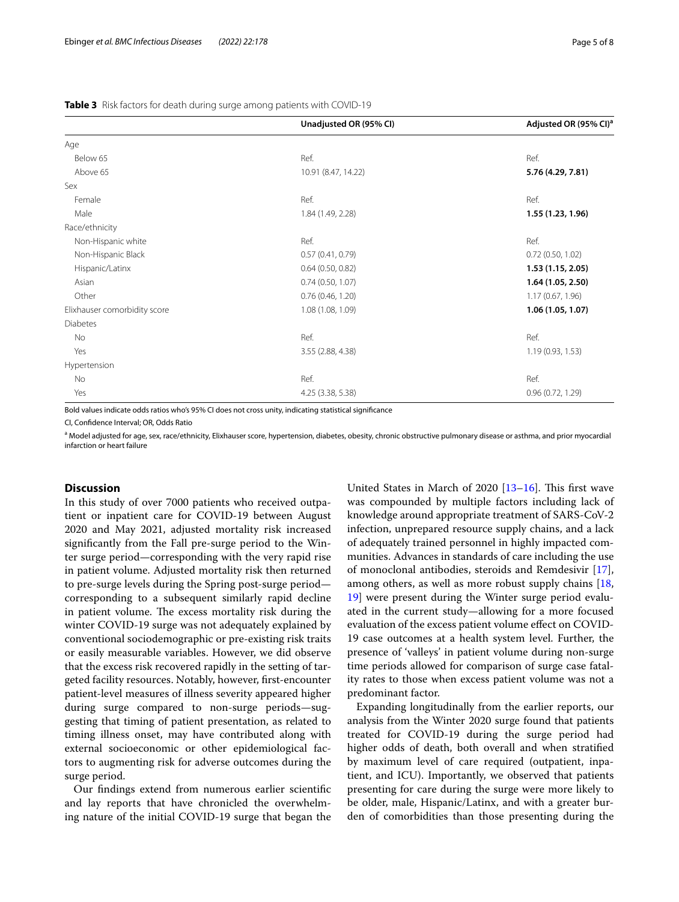**Table 3** Risk factors for death during surge among patients with COVID-19

| | Unadjusted OR (95% CI) | Adjusted OR (95% CI)[a] |
|---|---|---|
| Age | | |
| Below 65 | Ref. | Ref. |
| Above 65 | 10.91 (8.47, 14.22) | **5.76 (4.29, 7.81)** |
| Sex | | |
| Female | Ref. | Ref. |
| Male | 1.84 (1.49, 2.28) | **1.55 (1.23, 1.96)** |
| Race/ethnicity | | |
| Non-Hispanic white | Ref. | Ref. |
| Non-Hispanic Black | 0.57 (0.41, 0.79) | 0.72 (0.50, 1.02) |
| Hispanic/Latinx | 0.64 (0.50, 0.82) | **1.53 (1.15, 2.05)** |
| Asian | 0.74 (0.50, 1.07) | **1.64 (1.05, 2.50)** |
| Other | 0.76 (0.46, 1.20) | 1.17 (0.67, 1.96) |
| Elixhauser comorbidity score | 1.08 (1.08, 1.09) | **1.06 (1.05, 1.07)** |
| Diabetes | | |
| No | Ref. | Ref. |
| Yes | 3.55 (2.88, 4.38) | 1.19 (0.93, 1.53) |
| Hypertension | | |
| No | Ref. | Ref. |
| Yes | 4.25 (3.38, 5.38) | 0.96 (0.72, 1.29) |

Bold values indicate odds ratios who's 95% CI does not cross unity, indicating statistical significance

CI, Confidence Interval; OR, Odds Ratio

[a] Model adjusted for age, sex, race/ethnicity, Elixhauser score, hypertension, diabetes, obesity, chronic obstructive pulmonary disease or asthma, and prior myocardial infarction or heart failure

## Discussion

In this study of over 7000 patients who received outpatient or inpatient care for COVID-19 between August 2020 and May 2021, adjusted mortality risk increased significantly from the Fall pre-surge period to the Winter surge period—corresponding with the very rapid rise in patient volume. Adjusted mortality risk then returned to pre-surge levels during the Spring post-surge period—corresponding to a subsequent similarly rapid decline in patient volume. The excess mortality risk during the winter COVID-19 surge was not adequately explained by conventional sociodemographic or pre-existing risk traits or easily measurable variables. However, we did observe that the excess risk recovered rapidly in the setting of targeted facility resources. Notably, however, first-encounter patient-level measures of illness severity appeared higher during surge compared to non-surge periods—suggesting that timing of patient presentation, as related to timing illness onset, may have contributed along with external socioeconomic or other epidemiological factors to augmenting risk for adverse outcomes during the surge period.

Our findings extend from numerous earlier scientific and lay reports that have chronicled the overwhelming nature of the initial COVID-19 surge that began the United States in March of 2020 [13–16]. This first wave was compounded by multiple factors including lack of knowledge around appropriate treatment of SARS-CoV-2 infection, unprepared resource supply chains, and a lack of adequately trained personnel in highly impacted communities. Advances in standards of care including the use of monoclonal antibodies, steroids and Remdesivir [17], among others, as well as more robust supply chains [18, 19] were present during the Winter surge period evaluated in the current study—allowing for a more focused evaluation of the excess patient volume effect on COVID-19 case outcomes at a health system level. Further, the presence of 'valleys' in patient volume during non-surge time periods allowed for comparison of surge case fatality rates to those when excess patient volume was not a predominant factor.

Expanding longitudinally from the earlier reports, our analysis from the Winter 2020 surge found that patients treated for COVID-19 during the surge period had higher odds of death, both overall and when stratified by maximum level of care required (outpatient, inpatient, and ICU). Importantly, we observed that patients presenting for care during the surge were more likely to be older, male, Hispanic/Latinx, and with a greater burden of comorbidities than those presenting during the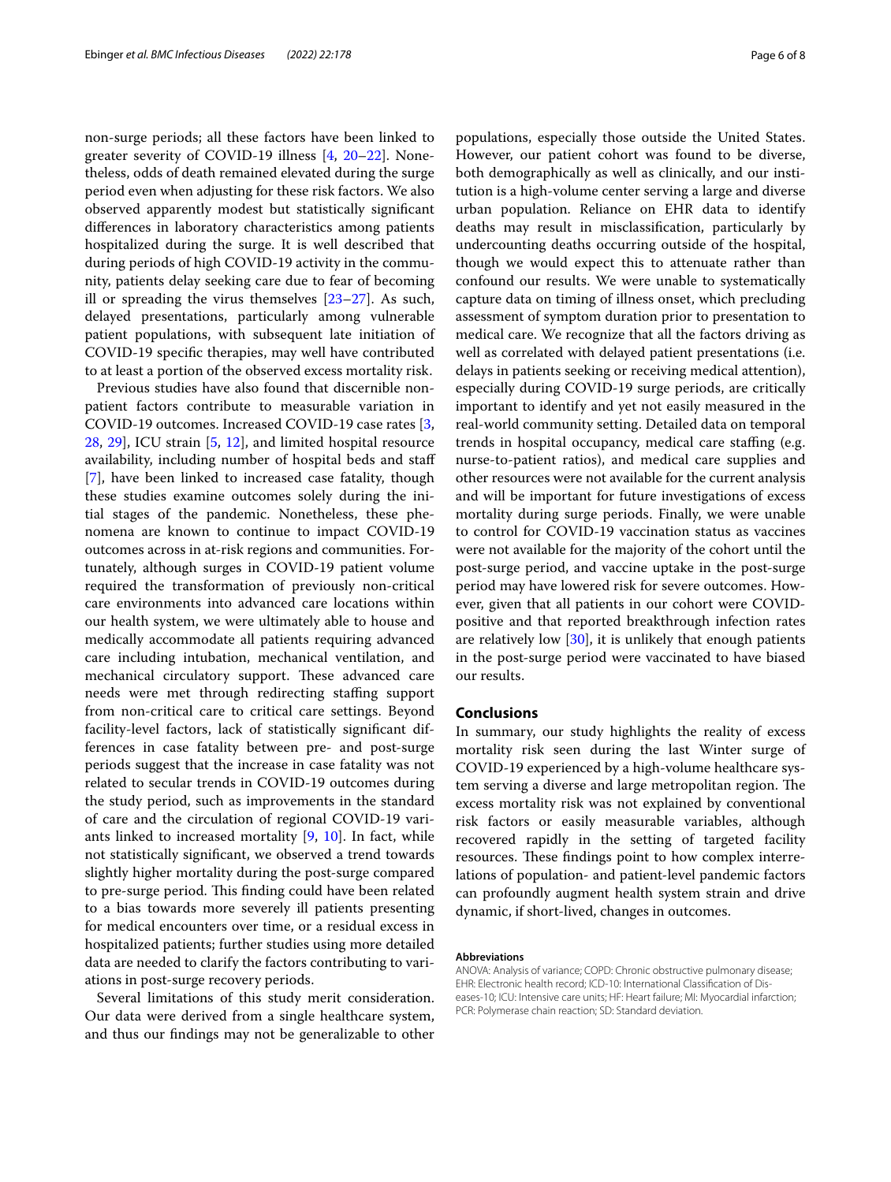non-surge periods; all these factors have been linked to greater severity of COVID-19 illness [4, 20–22]. Nonetheless, odds of death remained elevated during the surge period even when adjusting for these risk factors. We also observed apparently modest but statistically significant differences in laboratory characteristics among patients hospitalized during the surge. It is well described that during periods of high COVID-19 activity in the community, patients delay seeking care due to fear of becoming ill or spreading the virus themselves [23–27]. As such, delayed presentations, particularly among vulnerable patient populations, with subsequent late initiation of COVID-19 specific therapies, may well have contributed to at least a portion of the observed excess mortality risk.

Previous studies have also found that discernible non-patient factors contribute to measurable variation in COVID-19 outcomes. Increased COVID-19 case rates [3, 28, 29], ICU strain [5, 12], and limited hospital resource availability, including number of hospital beds and staff [7], have been linked to increased case fatality, though these studies examine outcomes solely during the initial stages of the pandemic. Nonetheless, these phenomena are known to continue to impact COVID-19 outcomes across in at-risk regions and communities. Fortunately, although surges in COVID-19 patient volume required the transformation of previously non-critical care environments into advanced care locations within our health system, we were ultimately able to house and medically accommodate all patients requiring advanced care including intubation, mechanical ventilation, and mechanical circulatory support. These advanced care needs were met through redirecting staffing support from non-critical care to critical care settings. Beyond facility-level factors, lack of statistically significant differences in case fatality between pre- and post-surge periods suggest that the increase in case fatality was not related to secular trends in COVID-19 outcomes during the study period, such as improvements in the standard of care and the circulation of regional COVID-19 variants linked to increased mortality [9, 10]. In fact, while not statistically significant, we observed a trend towards slightly higher mortality during the post-surge compared to pre-surge period. This finding could have been related to a bias towards more severely ill patients presenting for medical encounters over time, or a residual excess in hospitalized patients; further studies using more detailed data are needed to clarify the factors contributing to variations in post-surge recovery periods.

Several limitations of this study merit consideration. Our data were derived from a single healthcare system, and thus our findings may not be generalizable to other populations, especially those outside the United States. However, our patient cohort was found to be diverse, both demographically as well as clinically, and our institution is a high-volume center serving a large and diverse urban population. Reliance on EHR data to identify deaths may result in misclassification, particularly by undercounting deaths occurring outside of the hospital, though we would expect this to attenuate rather than confound our results. We were unable to systematically capture data on timing of illness onset, which precluding assessment of symptom duration prior to presentation to medical care. We recognize that all the factors driving as well as correlated with delayed patient presentations (i.e. delays in patients seeking or receiving medical attention), especially during COVID-19 surge periods, are critically important to identify and yet not easily measured in the real-world community setting. Detailed data on temporal trends in hospital occupancy, medical care staffing (e.g. nurse-to-patient ratios), and medical care supplies and other resources were not available for the current analysis and will be important for future investigations of excess mortality during surge periods. Finally, we were unable to control for COVID-19 vaccination status as vaccines were not available for the majority of the cohort until the post-surge period, and vaccine uptake in the post-surge period may have lowered risk for severe outcomes. However, given that all patients in our cohort were COVID-positive and that reported breakthrough infection rates are relatively low [30], it is unlikely that enough patients in the post-surge period were vaccinated to have biased our results.

## Conclusions

In summary, our study highlights the reality of excess mortality risk seen during the last Winter surge of COVID-19 experienced by a high-volume healthcare system serving a diverse and large metropolitan region. The excess mortality risk was not explained by conventional risk factors or easily measurable variables, although recovered rapidly in the setting of targeted facility resources. These findings point to how complex interrelations of population- and patient-level pandemic factors can profoundly augment health system strain and drive dynamic, if short-lived, changes in outcomes.

#### Abbreviations

ANOVA: Analysis of variance; COPD: Chronic obstructive pulmonary disease; EHR: Electronic health record; ICD-10: International Classification of Diseases-10; ICU: Intensive care units; HF: Heart failure; MI: Myocardial infarction; PCR: Polymerase chain reaction; SD: Standard deviation.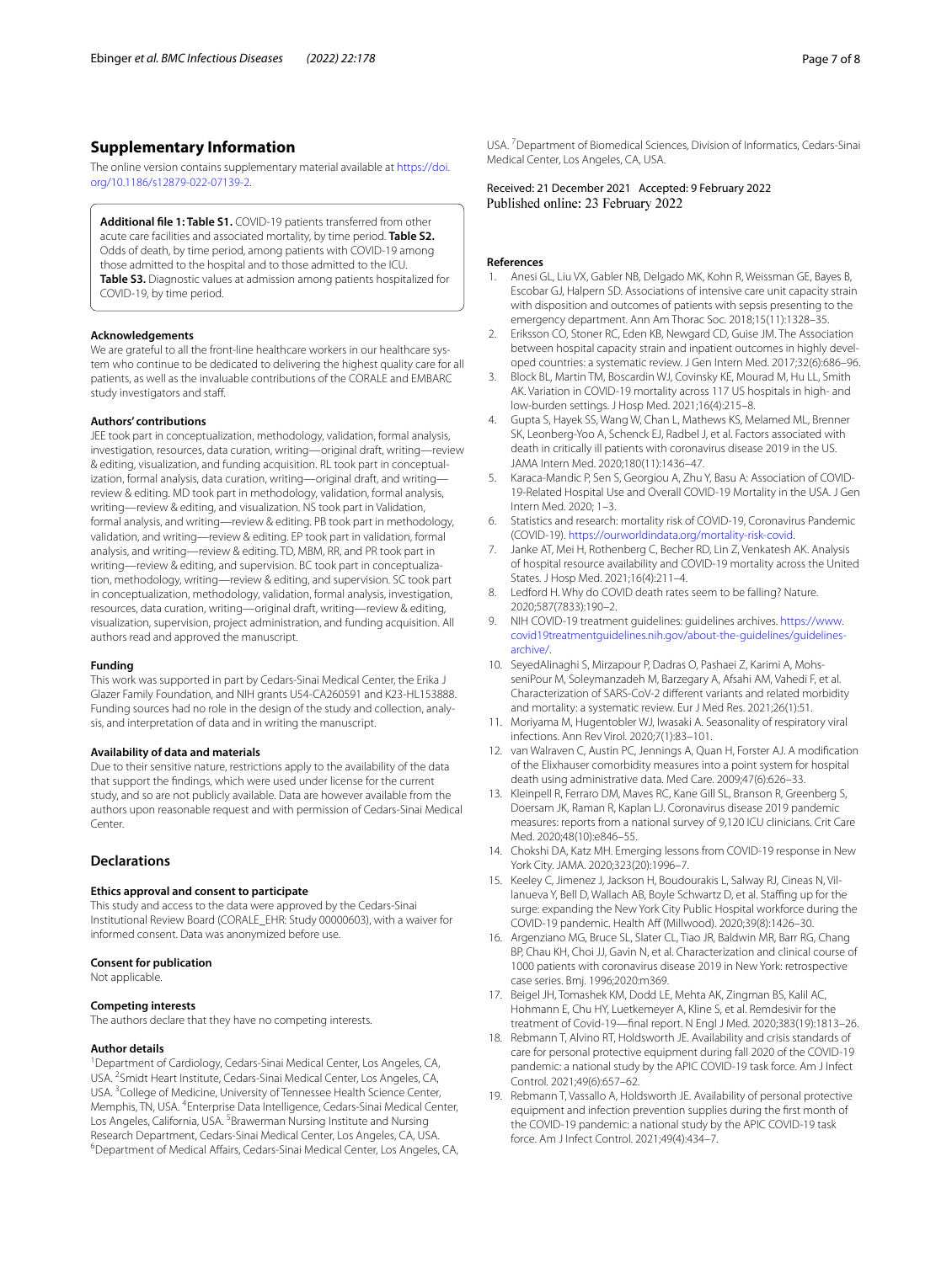## Supplementary Information

The online version contains supplementary material available at https://doi.org/10.1186/s12879-022-07139-2.

> **Additional file 1: Table S1.** COVID-19 patients transferred from other acute care facilities and associated mortality, by time period. **Table S2.** Odds of death, by time period, among patients with COVID-19 among those admitted to the hospital and to those admitted to the ICU. **Table S3.** Diagnostic values at admission among patients hospitalized for COVID-19, by time period.

### Acknowledgements

We are grateful to all the front-line healthcare workers in our healthcare system who continue to be dedicated to delivering the highest quality care for all patients, as well as the invaluable contributions of the CORALE and EMBARC study investigators and staff.

### Authors' contributions

JEE took part in conceptualization, methodology, validation, formal analysis, investigation, resources, data curation, writing—original draft, writing—review & editing, visualization, and funding acquisition. RL took part in conceptualization, formal analysis, data curation, writing—original draft, and writing—review & editing. MD took part in methodology, validation, formal analysis, writing—review & editing, and visualization. NS took part in Validation, formal analysis, and writing—review & editing. PB took part in methodology, validation, and writing—review & editing. EP took part in validation, formal analysis, and writing—review & editing. TD, MBM, RR, and PR took part in writing—review & editing, and supervision. BC took part in conceptualization, methodology, writing—review & editing, and supervision. SC took part in conceptualization, methodology, validation, formal analysis, investigation, resources, data curation, writing—original draft, writing—review & editing, visualization, supervision, project administration, and funding acquisition. All authors read and approved the manuscript.

### Funding

This work was supported in part by Cedars-Sinai Medical Center, the Erika J Glazer Family Foundation, and NIH grants U54-CA260591 and K23-HL153888. Funding sources had no role in the design of the study and collection, analysis, and interpretation of data and in writing the manuscript.

### Availability of data and materials

Due to their sensitive nature, restrictions apply to the availability of the data that support the findings, which were used under license for the current study, and so are not publicly available. Data are however available from the authors upon reasonable request and with permission of Cedars-Sinai Medical Center.

## Declarations

### Ethics approval and consent to participate

This study and access to the data were approved by the Cedars-Sinai Institutional Review Board (CORALE_EHR: Study 00000603), with a waiver for informed consent. Data was anonymized before use.

### Consent for publication

Not applicable.

### Competing interests

The authors declare that they have no competing interests.

### Author details

[1]Department of Cardiology, Cedars-Sinai Medical Center, Los Angeles, CA, USA. [2]Smidt Heart Institute, Cedars-Sinai Medical Center, Los Angeles, CA, USA. [3]College of Medicine, University of Tennessee Health Science Center, Memphis, TN, USA. [4]Enterprise Data Intelligence, Cedars-Sinai Medical Center, Los Angeles, California, USA. [5]Brawerman Nursing Institute and Nursing Research Department, Cedars-Sinai Medical Center, Los Angeles, CA, USA. [6]Department of Medical Affairs, Cedars-Sinai Medical Center, Los Angeles, CA, USA. [7]Department of Biomedical Sciences, Division of Informatics, Cedars-Sinai Medical Center, Los Angeles, CA, USA.

Received: 21 December 2021 Accepted: 9 February 2022
Published online: 23 February 2022

### References

1. Anesi GL, Liu VX, Gabler NB, Delgado MK, Kohn R, Weissman GE, Bayes B, Escobar GJ, Halpern SD. Associations of intensive care unit capacity strain with disposition and outcomes of patients with sepsis presenting to the emergency department. Ann Am Thorac Soc. 2018;15(11):1328–35.
2. Eriksson CO, Stoner RC, Eden KB, Newgard CD, Guise JM. The Association between hospital capacity strain and inpatient outcomes in highly developed countries: a systematic review. J Gen Intern Med. 2017;32(6):686–96.
3. Block BL, Martin TM, Boscardin WJ, Covinsky KE, Mourad M, Hu LL, Smith AK. Variation in COVID-19 mortality across 117 US hospitals in high- and low-burden settings. J Hosp Med. 2021;16(4):215–8.
4. Gupta S, Hayek SS, Wang W, Chan L, Mathews KS, Melamed ML, Brenner SK, Leonberg-Yoo A, Schenck EJ, Radbel J, et al. Factors associated with death in critically ill patients with coronavirus disease 2019 in the US. JAMA Intern Med. 2020;180(11):1436–47.
5. Karaca-Mandic P, Sen S, Georgiou A, Zhu Y, Basu A: Association of COVID-19-Related Hospital Use and Overall COVID-19 Mortality in the USA. J Gen Intern Med. 2020; 1–3.
6. Statistics and research: mortality risk of COVID-19, Coronavirus Pandemic (COVID-19). https://ourworldindata.org/mortality-risk-covid.
7. Janke AT, Mei H, Rothenberg C, Becher RD, Lin Z, Venkatesh AK. Analysis of hospital resource availability and COVID-19 mortality across the United States. J Hosp Med. 2021;16(4):211–4.
8. Ledford H. Why do COVID death rates seem to be falling? Nature. 2020;587(7833):190–2.
9. NIH COVID-19 treatment guidelines: guidelines archives. https://www.covid19treatmentguidelines.nih.gov/about-the-guidelines/guidelines-archive/.
10. SeyedAlinaghi S, Mirzapour P, Dadras O, Pashaei Z, Karimi A, MohsseniPour M, Soleymanzadeh M, Barzegary A, Afsahi AM, Vahedi F, et al. Characterization of SARS-CoV-2 different variants and related morbidity and mortality: a systematic review. Eur J Med Res. 2021;26(1):51.
11. Moriyama M, Hugentobler WJ, Iwasaki A. Seasonality of respiratory viral infections. Ann Rev Virol. 2020;7(1):83–101.
12. van Walraven C, Austin PC, Jennings A, Quan H, Forster AJ. A modification of the Elixhauser comorbidity measures into a point system for hospital death using administrative data. Med Care. 2009;47(6):626–33.
13. Kleinpell R, Ferraro DM, Maves RC, Kane Gill SL, Branson R, Greenberg S, Doersam JK, Raman R, Kaplan LJ. Coronavirus disease 2019 pandemic measures: reports from a national survey of 9,120 ICU clinicians. Crit Care Med. 2020;48(10):e846–55.
14. Chokshi DA, Katz MH. Emerging lessons from COVID-19 response in New York City. JAMA. 2020;323(20):1996–7.
15. Keeley C, Jimenez J, Jackson H, Boudourakis L, Salway RJ, Cineas N, Villanueva Y, Bell D, Wallach AB, Boyle Schwartz D, et al. Staffing up for the surge: expanding the New York City Public Hospital workforce during the COVID-19 pandemic. Health Aff (Millwood). 2020;39(8):1426–30.
16. Argenziano MG, Bruce SL, Slater CL, Tiao JR, Baldwin MR, Barr RG, Chang BP, Chau KH, Choi JJ, Gavin N, et al. Characterization and clinical course of 1000 patients with coronavirus disease 2019 in New York: retrospective case series. Bmj. 1996;2020:m369.
17. Beigel JH, Tomashek KM, Dodd LE, Mehta AK, Zingman BS, Kalil AC, Hohmann E, Chu HY, Luetkemeyer A, Kline S, et al. Remdesivir for the treatment of Covid-19—final report. N Engl J Med. 2020;383(19):1813–26.
18. Rebmann T, Alvino RT, Holdsworth JE. Availability and crisis standards of care for personal protective equipment during fall 2020 of the COVID-19 pandemic: a national study by the APIC COVID-19 task force. Am J Infect Control. 2021;49(6):657–62.
19. Rebmann T, Vassallo A, Holdsworth JE. Availability of personal protective equipment and infection prevention supplies during the first month of the COVID-19 pandemic: a national study by the APIC COVID-19 task force. Am J Infect Control. 2021;49(4):434–7.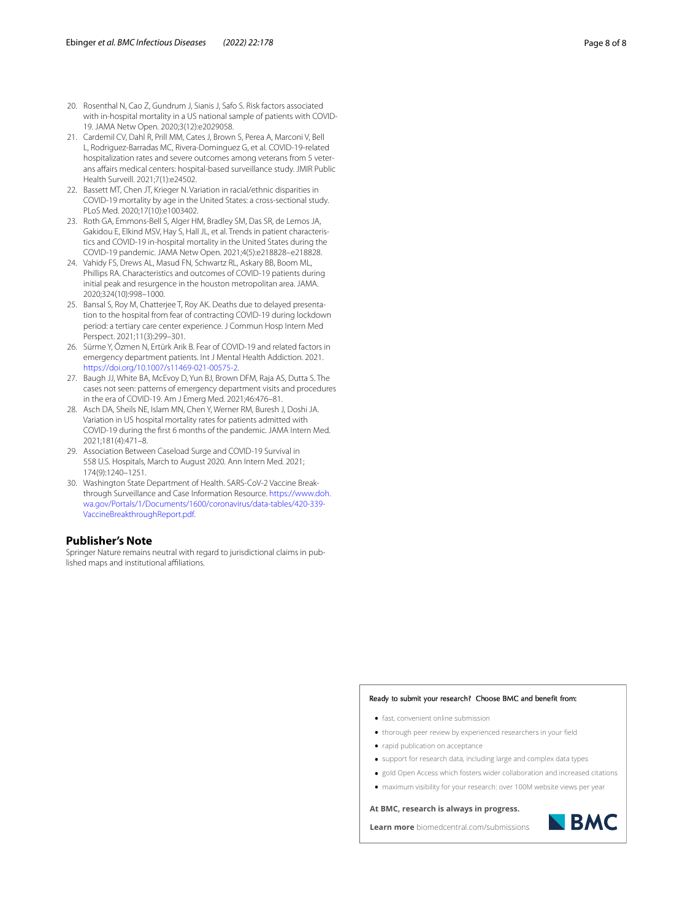20. Rosenthal N, Cao Z, Gundrum J, Sianis J, Safo S. Risk factors associated with in-hospital mortality in a US national sample of patients with COVID-19. JAMA Netw Open. 2020;3(12):e2029058.
21. Cardemil CV, Dahl R, Prill MM, Cates J, Brown S, Perea A, Marconi V, Bell L, Rodriguez-Barradas MC, Rivera-Dominguez G, et al. COVID-19-related hospitalization rates and severe outcomes among veterans from 5 veterans affairs medical centers: hospital-based surveillance study. JMIR Public Health Surveill. 2021;7(1):e24502.
22. Bassett MT, Chen JT, Krieger N. Variation in racial/ethnic disparities in COVID-19 mortality by age in the United States: a cross-sectional study. PLoS Med. 2020;17(10):e1003402.
23. Roth GA, Emmons-Bell S, Alger HM, Bradley SM, Das SR, de Lemos JA, Gakidou E, Elkind MSV, Hay S, Hall JL, et al. Trends in patient characteristics and COVID-19 in-hospital mortality in the United States during the COVID-19 pandemic. JAMA Netw Open. 2021;4(5):e218828–e218828.
24. Vahidy FS, Drews AL, Masud FN, Schwartz RL, Askary BB, Boom ML, Phillips RA. Characteristics and outcomes of COVID-19 patients during initial peak and resurgence in the houston metropolitan area. JAMA. 2020;324(10):998–1000.
25. Bansal S, Roy M, Chatterjee T, Roy AK. Deaths due to delayed presentation to the hospital from fear of contracting COVID-19 during lockdown period: a tertiary care center experience. J Commun Hosp Intern Med Perspect. 2021;11(3):299–301.
26. Sürme Y, Özmen N, Ertürk Arik B. Fear of COVID-19 and related factors in emergency department patients. Int J Mental Health Addiction. 2021. https://doi.org/10.1007/s11469-021-00575-2.
27. Baugh JJ, White BA, McEvoy D, Yun BJ, Brown DFM, Raja AS, Dutta S. The cases not seen: patterns of emergency department visits and procedures in the era of COVID-19. Am J Emerg Med. 2021;46:476–81.
28. Asch DA, Sheils NE, Islam MN, Chen Y, Werner RM, Buresh J, Doshi JA. Variation in US hospital mortality rates for patients admitted with COVID-19 during the first 6 months of the pandemic. JAMA Intern Med. 2021;181(4):471–8.
29. Association Between Caseload Surge and COVID-19 Survival in 558 U.S. Hospitals, March to August 2020. Ann Intern Med. 2021; 174(9):1240–1251.
30. Washington State Department of Health. SARS-CoV-2 Vaccine Breakthrough Surveillance and Case Information Resource. https://www.doh.wa.gov/Portals/1/Documents/1600/coronavirus/data-tables/420-339-VaccineBreakthroughReport.pdf.

## Publisher's Note

Springer Nature remains neutral with regard to jurisdictional claims in published maps and institutional affiliations.

Ready to submit your research? Choose BMC and benefit from:

- fast, convenient online submission
- thorough peer review by experienced researchers in your field
- rapid publication on acceptance
- support for research data, including large and complex data types
- gold Open Access which fosters wider collaboration and increased citations
- maximum visibility for your research: over 100M website views per year

**At BMC, research is always in progress.**

**Learn more** biomedcentral.com/submissions

BMC